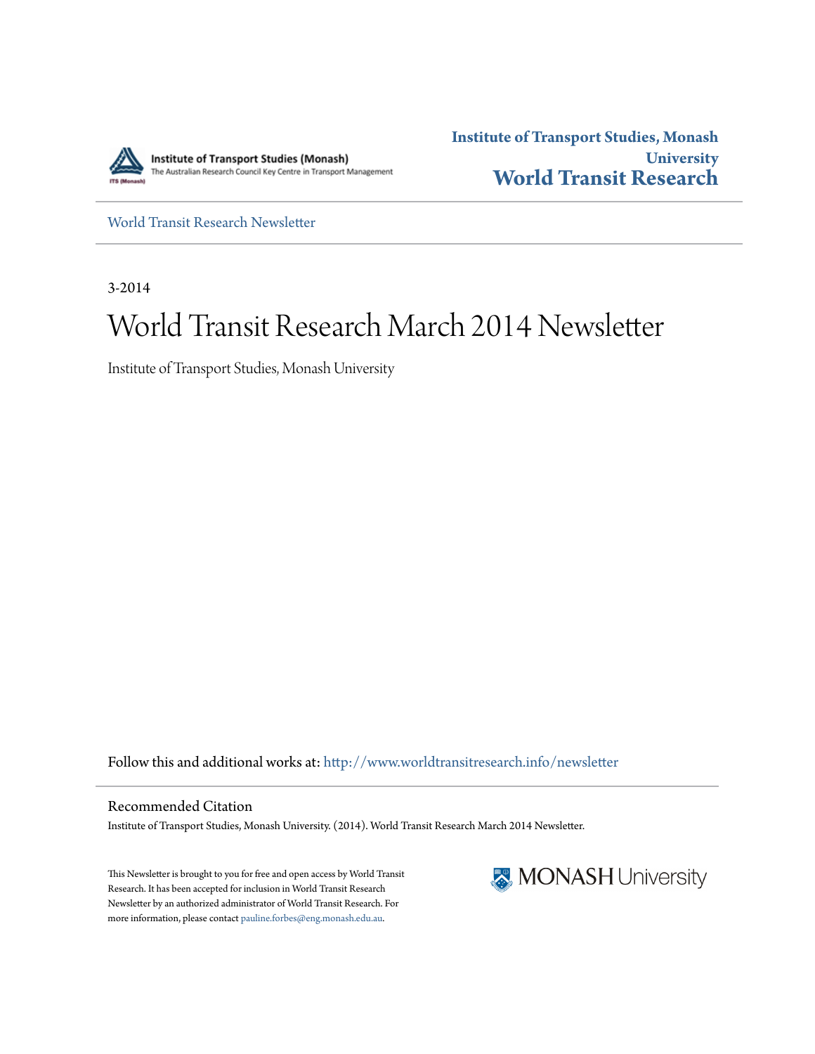Institute of Transport Studies (Monash)
The Australian Research Council Key Centre in Transport Management

**Institute of Transport Studies, Monash University**
**World Transit Research**

World Transit Research Newsletter

3-2014

# World Transit Research March 2014 Newsletter

Institute of Transport Studies, Monash University

Follow this and additional works at: http://www.worldtransitresearch.info/newsletter

## Recommended Citation

Institute of Transport Studies, Monash University. (2014). World Transit Research March 2014 Newsletter.

This Newsletter is brought to you for free and open access by World Transit Research. It has been accepted for inclusion in World Transit Research Newsletter by an authorized administrator of World Transit Research. For more information, please contact pauline.forbes@eng.monash.edu.au.

MONASH University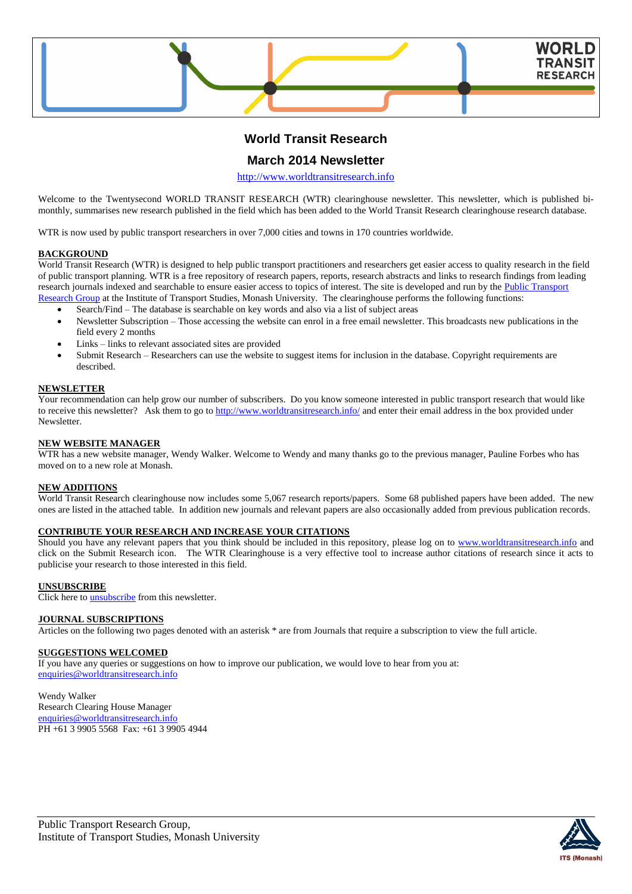# World Transit Research

## March 2014 Newsletter

http://www.worldtransitresearch.info

Welcome to the Twentysecond WORLD TRANSIT RESEARCH (WTR) clearinghouse newsletter. This newsletter, which is published bi-monthly, summarises new research published in the field which has been added to the World Transit Research clearinghouse research database.

WTR is now used by public transport researchers in over 7,000 cities and towns in 170 countries worldwide.

**BACKGROUND**

World Transit Research (WTR) is designed to help public transport practitioners and researchers get easier access to quality research in the field of public transport planning. WTR is a free repository of research papers, reports, research abstracts and links to research findings from leading research journals indexed and searchable to ensure easier access to topics of interest. The site is developed and run by the Public Transport Research Group at the Institute of Transport Studies, Monash University. The clearinghouse performs the following functions:

- Search/Find – The database is searchable on key words and also via a list of subject areas
- Newsletter Subscription – Those accessing the website can enrol in a free email newsletter. This broadcasts new publications in the field every 2 months
- Links – links to relevant associated sites are provided
- Submit Research – Researchers can use the website to suggest items for inclusion in the database. Copyright requirements are described.

**NEWSLETTER**

Your recommendation can help grow our number of subscribers. Do you know someone interested in public transport research that would like to receive this newsletter? Ask them to go to http://www.worldtransitresearch.info/ and enter their email address in the box provided under Newsletter.

**NEW WEBSITE MANAGER**

WTR has a new website manager, Wendy Walker. Welcome to Wendy and many thanks go to the previous manager, Pauline Forbes who has moved on to a new role at Monash.

**NEW ADDITIONS**

World Transit Research clearinghouse now includes some 5,067 research reports/papers. Some 68 published papers have been added. The new ones are listed in the attached table. In addition new journals and relevant papers are also occasionally added from previous publication records.

**CONTRIBUTE YOUR RESEARCH AND INCREASE YOUR CITATIONS**

Should you have any relevant papers that you think should be included in this repository, please log on to www.worldtransitresearch.info and click on the Submit Research icon. The WTR Clearinghouse is a very effective tool to increase author citations of research since it acts to publicise your research to those interested in this field.

**UNSUBSCRIBE**

Click here to unsubscribe from this newsletter.

**JOURNAL SUBSCRIPTIONS**

Articles on the following two pages denoted with an asterisk * are from Journals that require a subscription to view the full article.

**SUGGESTIONS WELCOMED**

If you have any queries or suggestions on how to improve our publication, we would love to hear from you at:
enquiries@worldtransitresearch.info

Wendy Walker
Research Clearing House Manager
enquiries@worldtransitresearch.info
PH +61 3 9905 5568 Fax: +61 3 9905 4944

Public Transport Research Group,
Institute of Transport Studies, Monash University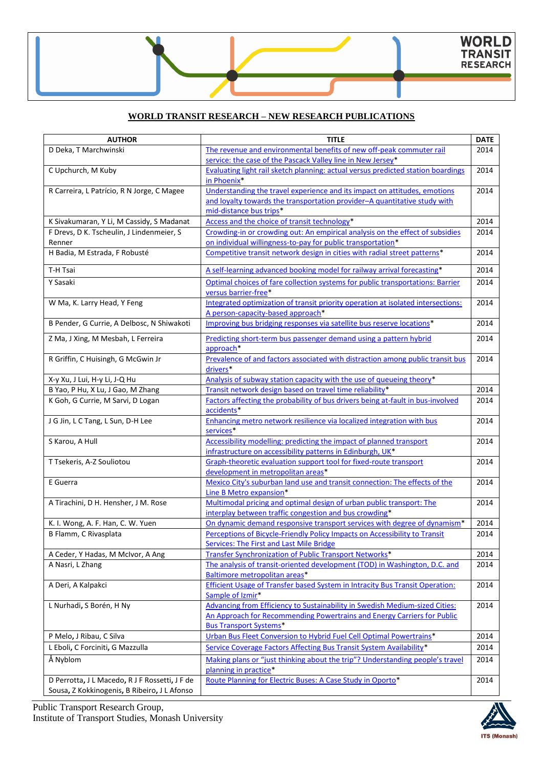**WORLD TRANSIT RESEARCH – NEW RESEARCH PUBLICATIONS**

| AUTHOR | TITLE | DATE |
|---|---|---|
| D Deka, T Marchwinski | The revenue and environmental benefits of new off-peak commuter rail service: the case of the Pascack Valley line in New Jersey* | 2014 |
| C Upchurch, M Kuby | Evaluating light rail sketch planning: actual versus predicted station boardings in Phoenix* | 2014 |
| R Carreira, L Patrício, R N Jorge, C Magee | Understanding the travel experience and its impact on attitudes, emotions and loyalty towards the transportation provider–A quantitative study with mid-distance bus trips* | 2014 |
| K Sivakumaran, Y Li, M Cassidy, S Madanat | Access and the choice of transit technology* | 2014 |
| F Drevs, D K. Tscheulin, J Lindenmeier, S Renner | Crowding-in or crowding out: An empirical analysis on the effect of subsidies on individual willingness-to-pay for public transportation* | 2014 |
| H Badia, M Estrada, F Robusté | Competitive transit network design in cities with radial street patterns* | 2014 |
| T-H Tsai | A self-learning advanced booking model for railway arrival forecasting* | 2014 |
| Y Sasaki | Optimal choices of fare collection systems for public transportations: Barrier versus barrier-free* | 2014 |
| W Ma, K. Larry Head, Y Feng | Integrated optimization of transit priority operation at isolated intersections: A person-capacity-based approach* | 2014 |
| B Pender, G Currie, A Delbosc, N Shiwakoti | Improving bus bridging responses via satellite bus reserve locations* | 2014 |
| Z Ma, J Xing, M Mesbah, L Ferreira | Predicting short-term bus passenger demand using a pattern hybrid approach* | 2014 |
| R Griffin, C Huisingh, G McGwin Jr | Prevalence of and factors associated with distraction among public transit bus drivers* | 2014 |
| X-y Xu, J Lui, H-y Li, J-Q Hu | Analysis of subway station capacity with the use of queueing theory* | |
| B Yao, P Hu, X Lu, J Gao, M Zhang | Transit network design based on travel time reliability* | 2014 |
| K Goh, G Currie, M Sarvi, D Logan | Factors affecting the probability of bus drivers being at-fault in bus-involved accidents* | 2014 |
| J G Jin, L C Tang, L Sun, D-H Lee | Enhancing metro network resilience via localized integration with bus services* | 2014 |
| S Karou, A Hull | Accessibility modelling: predicting the impact of planned transport infrastructure on accessibility patterns in Edinburgh, UK* | 2014 |
| T Tsekeris, A-Z Souliotou | Graph-theoretic evaluation support tool for fixed-route transport development in metropolitan areas* | 2014 |
| E Guerra | Mexico City's suburban land use and transit connection: The effects of the Line B Metro expansion* | 2014 |
| A Tirachini, D H. Hensher, J M. Rose | Multimodal pricing and optimal design of urban public transport: The interplay between traffic congestion and bus crowding* | 2014 |
| K. I. Wong, A. F. Han, C. W. Yuen | On dynamic demand responsive transport services with degree of dynamism* | 2014 |
| B Flamm, C Rivasplata | Perceptions of Bicycle-Friendly Policy Impacts on Accessibility to Transit Services: The First and Last Mile Bridge | 2014 |
| A Ceder, Y Hadas, M McIvor, A Ang | Transfer Synchronization of Public Transport Networks* | 2014 |
| A Nasri, L Zhang | The analysis of transit-oriented development (TOD) in Washington, D.C. and Baltimore metropolitan areas* | 2014 |
| A Deri, A Kalpakci | Efficient Usage of Transfer based System in Intracity Bus Transit Operation: Sample of Izmir* | 2014 |
| L Nurhadi, S Borén, H Ny | Advancing from Efficiency to Sustainability in Swedish Medium-sized Cities: An Approach for Recommending Powertrains and Energy Carriers for Public Bus Transport Systems* | 2014 |
| P Melo, J Ribau, C Silva | Urban Bus Fleet Conversion to Hybrid Fuel Cell Optimal Powertrains* | 2014 |
| L Eboli, C Forciniti, G Mazzulla | Service Coverage Factors Affecting Bus Transit System Availability* | 2014 |
| Å Nyblom | Making plans or "just thinking about the trip"? Understanding people's travel planning in practice* | 2014 |
| D Perrotta, J L Macedo, R J F Rossetti, J F de Sousa, Z Kokkinogenis, B Ribeiro, J L Afonso | Route Planning for Electric Buses: A Case Study in Oporto* | 2014 |

Public Transport Research Group,
Institute of Transport Studies, Monash University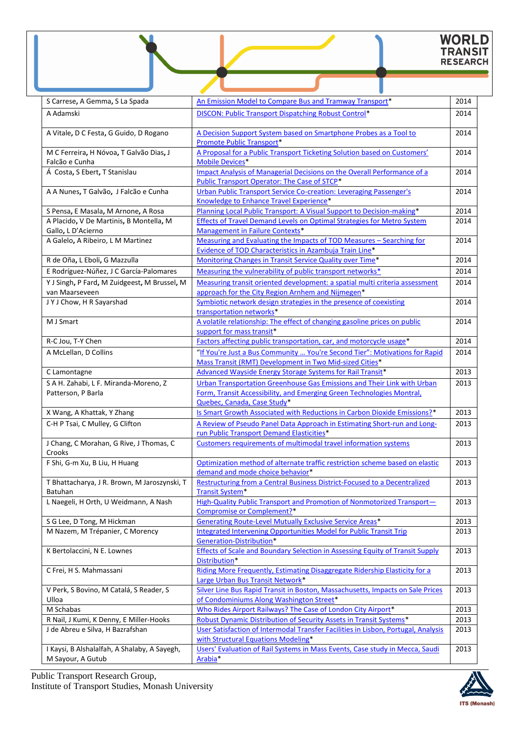| S Carrese, A Gemma, S La Spada | An Emission Model to Compare Bus and Tramway Transport* | 2014 |
|---|---|---|
| A Adamski | DISCON: Public Transport Dispatching Robust Control* | 2014 |
| A Vitale, D C Festa, G Guido, D Rogano | A Decision Support System based on Smartphone Probes as a Tool to Promote Public Transport* | 2014 |
| M C Ferreira, H Nóvoa, T Galvão Dias, J Falcão e Cunha | A Proposal for a Public Transport Ticketing Solution based on Customers' Mobile Devices* | 2014 |
| Á Costa, S Ebert, T Stanislau | Impact Analysis of Managerial Decisions on the Overall Performance of a Public Transport Operator: The Case of STCP* | 2014 |
| A A Nunes, T Galvão, J Falcão e Cunha | Urban Public Transport Service Co-creation: Leveraging Passenger's Knowledge to Enhance Travel Experience* | 2014 |
| S Pensa, E Masala, M Arnone, A Rosa | Planning Local Public Transport: A Visual Support to Decision-making* | 2014 |
| A Placido, V De Martinis, B Montella, M Gallo, L D'Acierno | Effects of Travel Demand Levels on Optimal Strategies for Metro System Management in Failure Contexts* | 2014 |
| A Galelo, A Ribeiro, L M Martinez | Measuring and Evaluating the Impacts of TOD Measures – Searching for Evidence of TOD Characteristics in Azambuja Train Line* | 2014 |
| R de Oña, L Eboli, G Mazzulla | Monitoring Changes in Transit Service Quality over Time* | 2014 |
| E Rodríguez-Núñez, J C García-Palomares | Measuring the vulnerability of public transport networks* | 2014 |
| Y J Singh, P Fard, M Zuidgeest, M Brussel, M van Maarseveen | Measuring transit oriented development: a spatial multi criteria assessment approach for the City Region Arnhem and Nijmegen* | 2014 |
| J Y J Chow, H R Sayarshad | Symbiotic network design strategies in the presence of coexisting transportation networks* | 2014 |
| M J Smart | A volatile relationship: The effect of changing gasoline prices on public support for mass transit* | 2014 |
| R-C Jou, T-Y Chen | Factors affecting public transportation, car, and motorcycle usage* | 2014 |
| A McLellan, D Collins | "If You're Just a Bus Community … You're Second Tier": Motivations for Rapid Mass Transit (RMT) Development in Two Mid-sized Cities* | 2014 |
| C Lamontagne | Advanced Wayside Energy Storage Systems for Rail Transit* | 2013 |
| S A H. Zahabi, L F. Miranda-Moreno, Z Patterson, P Barla | Urban Transportation Greenhouse Gas Emissions and Their Link with Urban Form, Transit Accessibility, and Emerging Green Technologies Montral, Quebec, Canada, Case Study* | 2013 |
| X Wang, A Khattak, Y Zhang | Is Smart Growth Associated with Reductions in Carbon Dioxide Emissions?* | 2013 |
| C-H P Tsai, C Mulley, G Clifton | A Review of Pseudo Panel Data Approach in Estimating Short-run and Long-run Public Transport Demand Elasticities* | 2013 |
| J Chang, C Morahan, G Rive, J Thomas, C Crooks | Customers requirements of multimodal travel information systems | 2013 |
| F Shi, G-m Xu, B Liu, H Huang | Optimization method of alternate traffic restriction scheme based on elastic demand and mode choice behavior* | 2013 |
| T Bhattacharya, J R. Brown, M Jaroszynski, T Batuhan | Restructuring from a Central Business District-Focused to a Decentralized Transit System* | 2013 |
| L Naegeli, H Orth, U Weidmann, A Nash | High-Quality Public Transport and Promotion of Nonmotorized Transport—Compromise or Complement?* | 2013 |
| S G Lee, D Tong, M Hickman | Generating Route-Level Mutually Exclusive Service Areas* | 2013 |
| M Nazem, M Trépanier, C Morency | Integrated Intervening Opportunities Model for Public Transit Trip Generation-Distribution* | 2013 |
| K Bertolaccini, N E. Lownes | Effects of Scale and Boundary Selection in Assessing Equity of Transit Supply Distribution* | 2013 |
| C Frei, H S. Mahmassani | Riding More Frequently, Estimating Disaggregate Ridership Elasticity for a Large Urban Bus Transit Network* | 2013 |
| V Perk, S Bovino, M Catalá, S Reader, S Ulloa | Silver Line Bus Rapid Transit in Boston, Massachusetts, Impacts on Sale Prices of Condominiums Along Washington Street* | 2013 |
| M Schabas | Who Rides Airport Railways? The Case of London City Airport* | 2013 |
| R Nail, J Kumi, K Denny, E Miller-Hooks | Robust Dynamic Distribution of Security Assets in Transit Systems* | 2013 |
| J de Abreu e Silva, H Bazrafshan | User Satisfaction of Intermodal Transfer Facilities in Lisbon, Portugal, Analysis with Structural Equations Modeling* | 2013 |
| I Kaysi, B Alshalalfah, A Shalaby, A Sayegh, M Sayour, A Gutub | Users' Evaluation of Rail Systems in Mass Events, Case study in Mecca, Saudi Arabia* | 2013 |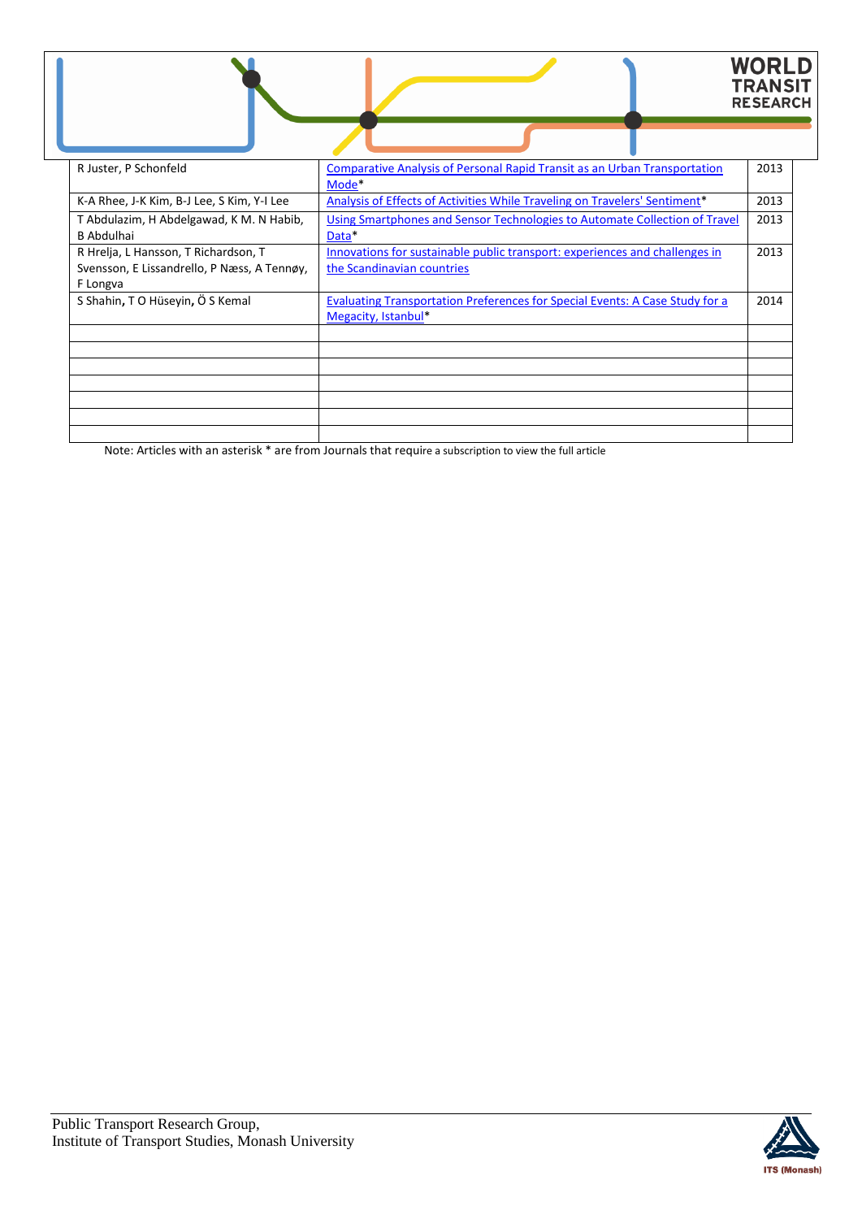| | | |
|---|---|---|
| R Juster, P Schonfeld | Comparative Analysis of Personal Rapid Transit as an Urban Transportation Mode* | 2013 |
| K-A Rhee, J-K Kim, B-J Lee, S Kim, Y-I Lee | Analysis of Effects of Activities While Traveling on Travelers' Sentiment* | 2013 |
| T Abdulazim, H Abdelgawad, K M. N Habib, B Abdulhai | Using Smartphones and Sensor Technologies to Automate Collection of Travel Data* | 2013 |
| R Hrelja, L Hansson, T Richardson, T Svensson, E Lissandrello, P Næss, A Tennøy, F Longva | Innovations for sustainable public transport: experiences and challenges in the Scandinavian countries | 2013 |
| S Shahin, T O Hüseyin, Ö S Kemal | Evaluating Transportation Preferences for Special Events: A Case Study for a Megacity, Istanbul* | 2014 |
| | | |
| | | |
| | | |
| | | |
| | | |
| | | |
| | | |

Note: Articles with an asterisk * are from Journals that require a subscription to view the full article